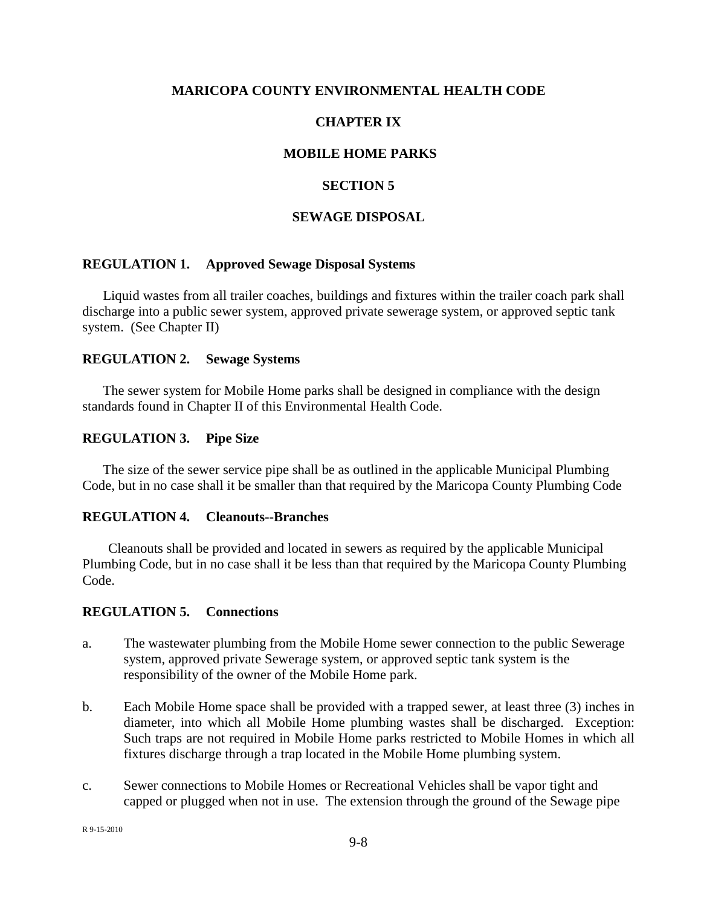# MARICOPA COUNTY ENVIRONMENTAL HEALTH CODE

# CHAPTER IX

# MOBILE HOME PARKS

## SECTION 5

## SEWAGE DISPOSAL

### REGULATION 1. Approved Sewage Disposal Systems

Liquid wastes from all trailer coaches, buildings and fixtures within the trailer coach park shall discharge into a public sewer system, approved private sewerage system, or approved septic tank system. (See Chapter II)

### REGULATION 2. Sewage Systems

The sewer system for Mobile Home parks shall be designed in compliance with the design standards found in Chapter II of this Environmental Health Code.

### REGULATION 3. Pipe Size

The size of the sewer service pipe shall be as outlined in the applicable Municipal Plumbing Code, but in no case shall it be smaller than that required by the Maricopa County Plumbing Code

### REGULATION 4. Cleanouts--Branches

Cleanouts shall be provided and located in sewers as required by the applicable Municipal Plumbing Code, but in no case shall it be less than that required by the Maricopa County Plumbing Code.

### REGULATION 5. Connections

a. The wastewater plumbing from the Mobile Home sewer connection to the public Sewerage system, approved private Sewerage system, or approved septic tank system is the responsibility of the owner of the Mobile Home park.

b. Each Mobile Home space shall be provided with a trapped sewer, at least three (3) inches in diameter, into which all Mobile Home plumbing wastes shall be discharged. Exception: Such traps are not required in Mobile Home parks restricted to Mobile Homes in which all fixtures discharge through a trap located in the Mobile Home plumbing system.

c. Sewer connections to Mobile Homes or Recreational Vehicles shall be vapor tight and capped or plugged when not in use. The extension through the ground of the Sewage pipe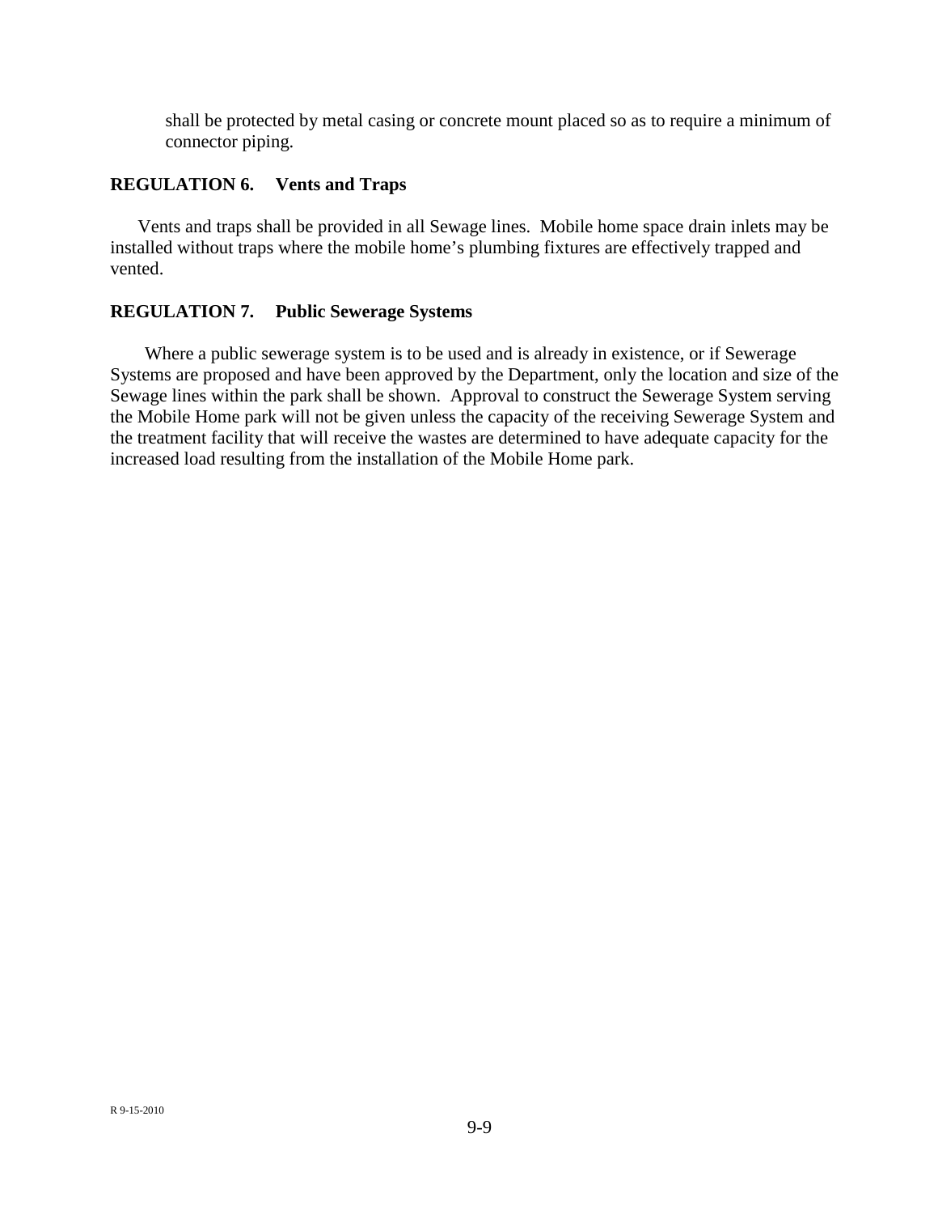shall be protected by metal casing or concrete mount placed so as to require a minimum of connector piping.

**REGULATION 6. Vents and Traps**

Vents and traps shall be provided in all Sewage lines. Mobile home space drain inlets may be installed without traps where the mobile home's plumbing fixtures are effectively trapped and vented.

**REGULATION 7. Public Sewerage Systems**

Where a public sewerage system is to be used and is already in existence, or if Sewerage Systems are proposed and have been approved by the Department, only the location and size of the Sewage lines within the park shall be shown. Approval to construct the Sewerage System serving the Mobile Home park will not be given unless the capacity of the receiving Sewerage System and the treatment facility that will receive the wastes are determined to have adequate capacity for the increased load resulting from the installation of the Mobile Home park.